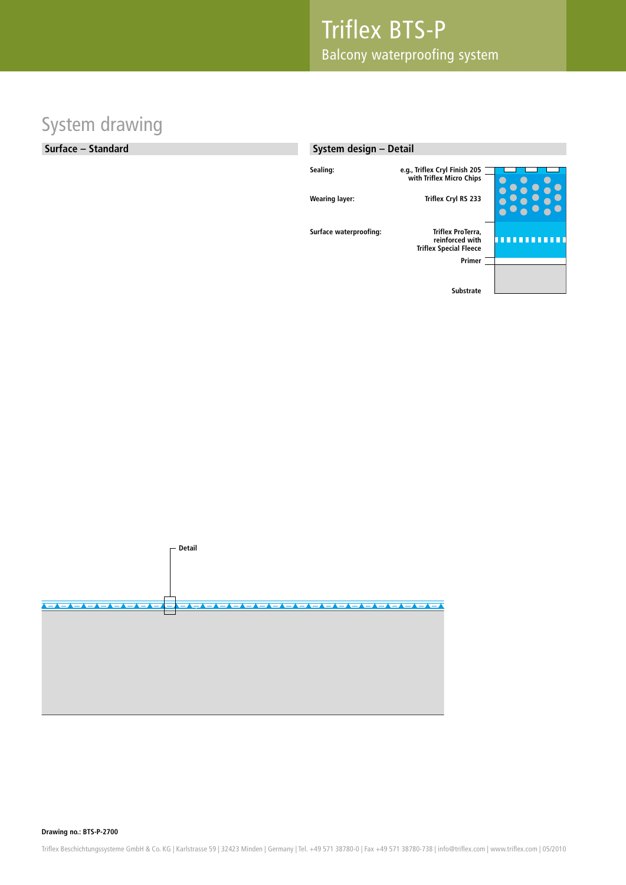# Triflex BTS-P

Balcony waterproofing system

## System drawing

### Surface – Standard

### System design – Detail

**Sealing:** e.g., Triflex Cryl Finish 205 with Triflex Micro Chips

**Wearing layer:** Triflex Cryl RS 233

**Surface waterproofing:** Triflex ProTerra, reinforced with Triflex Special Fleece

Primer

Substrate

Detail

**Drawing no.: BTS-P-2700**

Triflex Beschichtungssysteme GmbH & Co. KG | Karlstrasse 59 | 32423 Minden | Germany | Tel. +49 571 38780-0 | Fax +49 571 38780-738 | info@triflex.com | www.triflex.com | 05/2010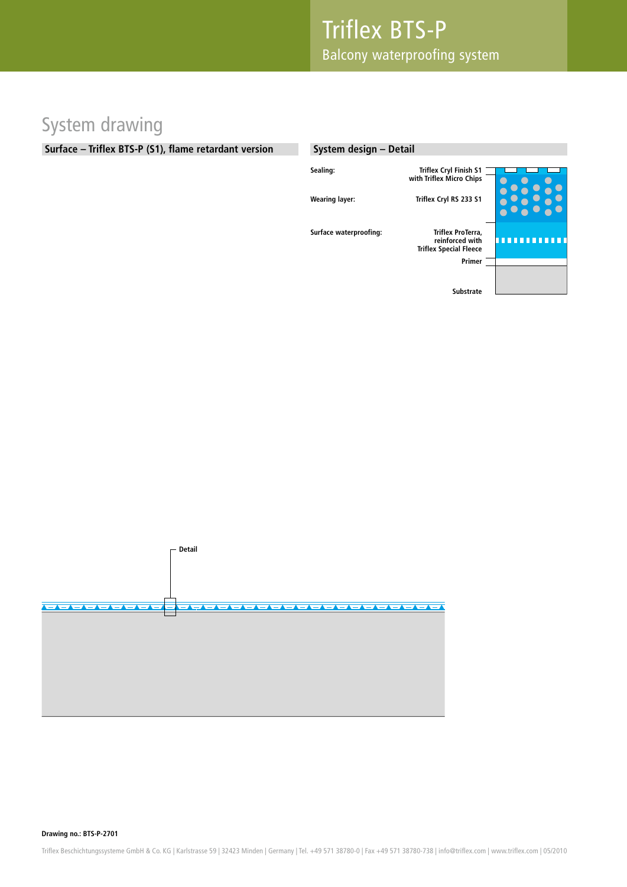# Triflex BTS-P

Balcony waterproofing system

## System drawing

**Surface – Triflex BTS-P (S1), flame retardant version**

Detail

**System design – Detail**

| Layer | Product |
| --- | --- |
| Sealing: | Triflex Cryl Finish S1 with Triflex Micro Chips |
| Wearing layer: | Triflex Cryl RS 233 S1 |
| Surface waterproofing: | Triflex ProTerra, reinforced with Triflex Special Fleece |
| | Primer |
| | Substrate |

**Drawing no.: BTS-P-2701**

Triflex Beschichtungssysteme GmbH & Co. KG | Karlstrasse 59 | 32423 Minden | Germany | Tel. +49 571 38780-0 | Fax +49 571 38780-738 | info@triflex.com | www.triflex.com | 05/2010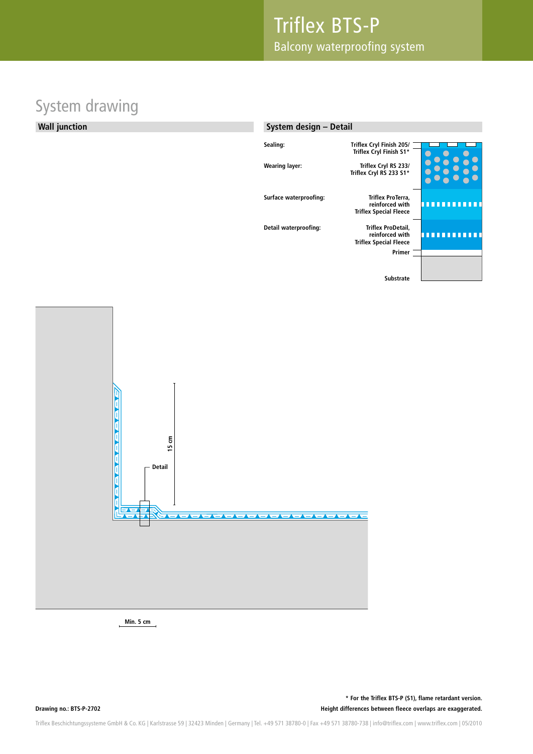# Triflex BTS-P

Balcony waterproofing system

## System drawing

### Wall junction

Detail

15 cm

Min. 5 cm

### System design – Detail

| Layer | Product |
| --- | --- |
| Sealing: | Triflex Cryl Finish 205/ Triflex Cryl Finish S1* |
| Wearing layer: | Triflex Cryl RS 233/ Triflex Cryl RS 233 S1* |
| Surface waterproofing: | Triflex ProTerra, reinforced with Triflex Special Fleece |
| Detail waterproofing: | Triflex ProDetail, reinforced with Triflex Special Fleece |
| | Primer |
| | Substrate |

Drawing no.: BTS-P-2702

\* For the Triflex BTS-P (S1), flame retardant version.

Height differences between fleece overlaps are exaggerated.

Triflex Beschichtungssysteme GmbH & Co. KG | Karlstrasse 59 | 32423 Minden | Germany | Tel. +49 571 38780-0 | Fax +49 571 38780-738 | info@triflex.com | www.triflex.com | 05/2010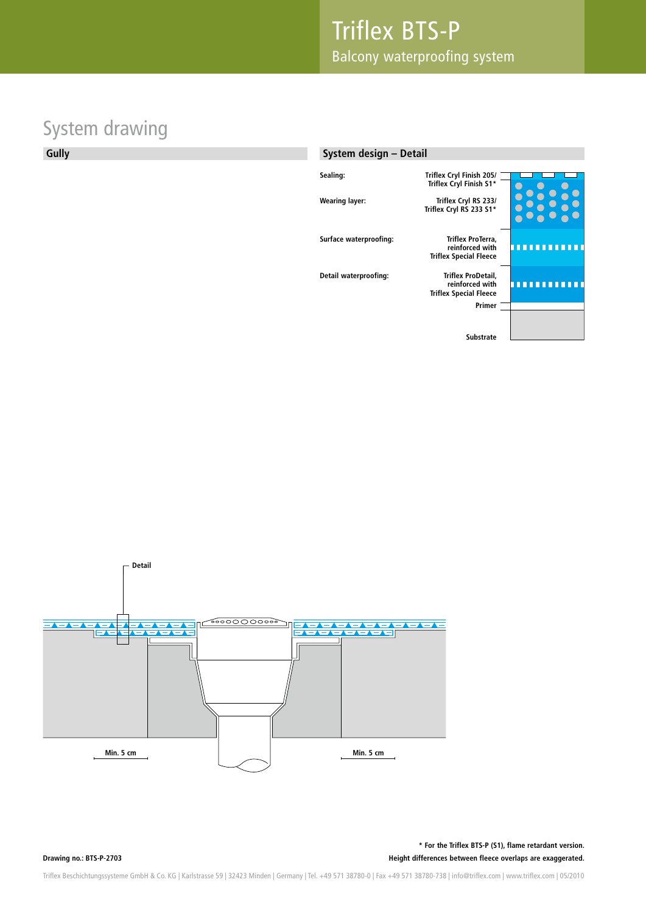# System drawing

## Gully

Detail

Min. 5 cm

Min. 5 cm

## System design – Detail

| Layer | Product |
|---|---|
| Sealing: | Triflex Cryl Finish 205/ Triflex Cryl Finish S1* |
| Wearing layer: | Triflex Cryl RS 233/ Triflex Cryl RS 233 S1* |
| Surface waterproofing: | Triflex ProTerra, reinforced with Triflex Special Fleece |
| Detail waterproofing: | Triflex ProDetail, reinforced with Triflex Special Fleece |
| | Primer |
| | Substrate |

**Drawing no.: BTS-P-2703**

**\* For the Triflex BTS-P (S1), flame retardant version.**
**Height differences between fleece overlaps are exaggerated.**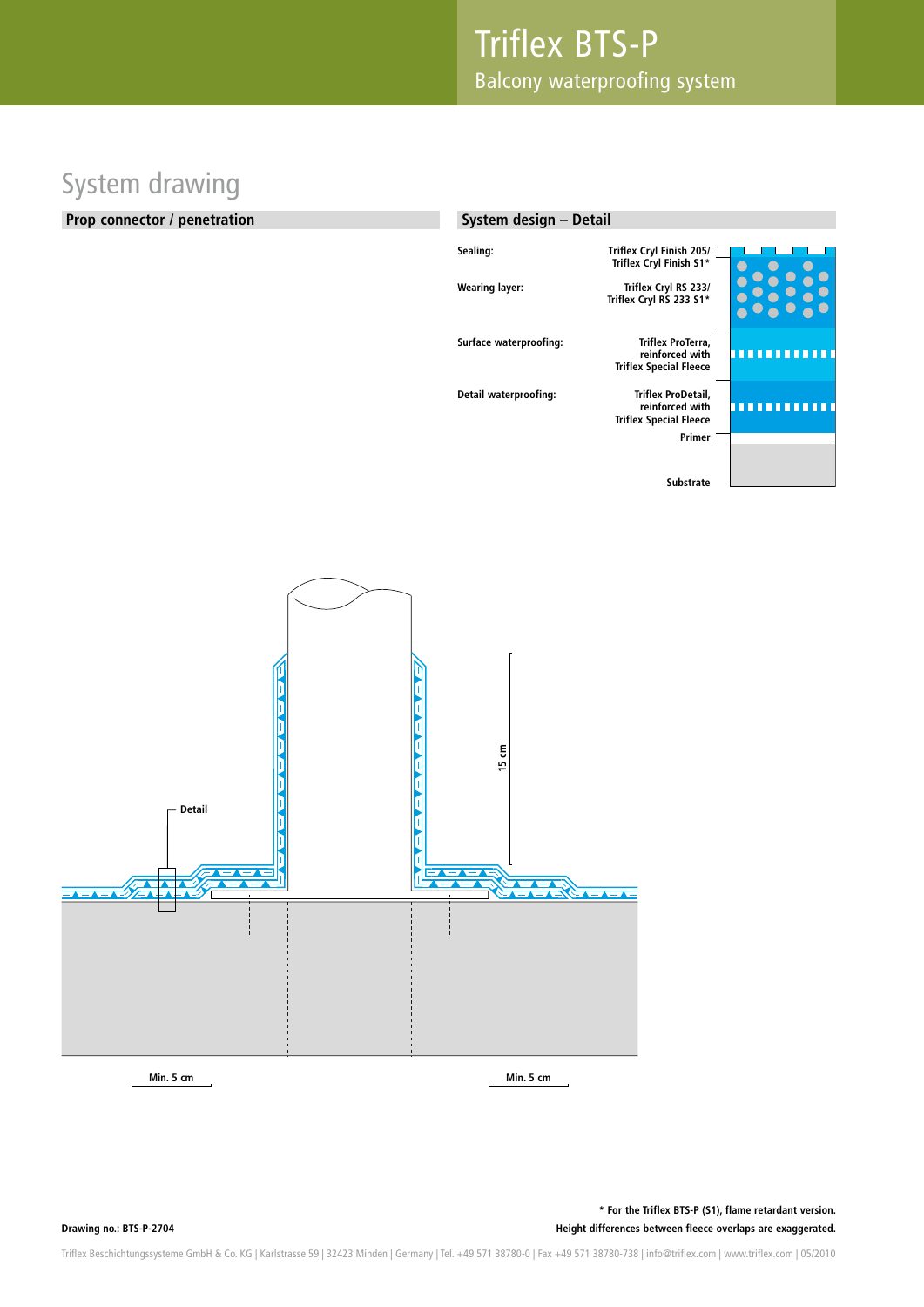# Triflex BTS-P

Balcony waterproofing system

## System drawing

### Prop connector / penetration

### System design – Detail

| Layer | Product |
|---|---|
| Sealing: | Triflex Cryl Finish 205/ Triflex Cryl Finish S1* |
| Wearing layer: | Triflex Cryl RS 233/ Triflex Cryl RS 233 S1* |
| Surface waterproofing: | Triflex ProTerra, reinforced with Triflex Special Fleece |
| Detail waterproofing: | Triflex ProDetail, reinforced with Triflex Special Fleece |
| | Primer |
| | Substrate |

Detail

15 cm

Min. 5 cm

Min. 5 cm

Drawing no.: BTS-P-2704

\* For the Triflex BTS-P (S1), flame retardant version.

Height differences between fleece overlaps are exaggerated.

Triflex Beschichtungssysteme GmbH & Co. KG | Karlstrasse 59 | 32423 Minden | Germany | Tel. +49 571 38780-0 | Fax +49 571 38780-738 | info@triflex.com | www.triflex.com | 05/2010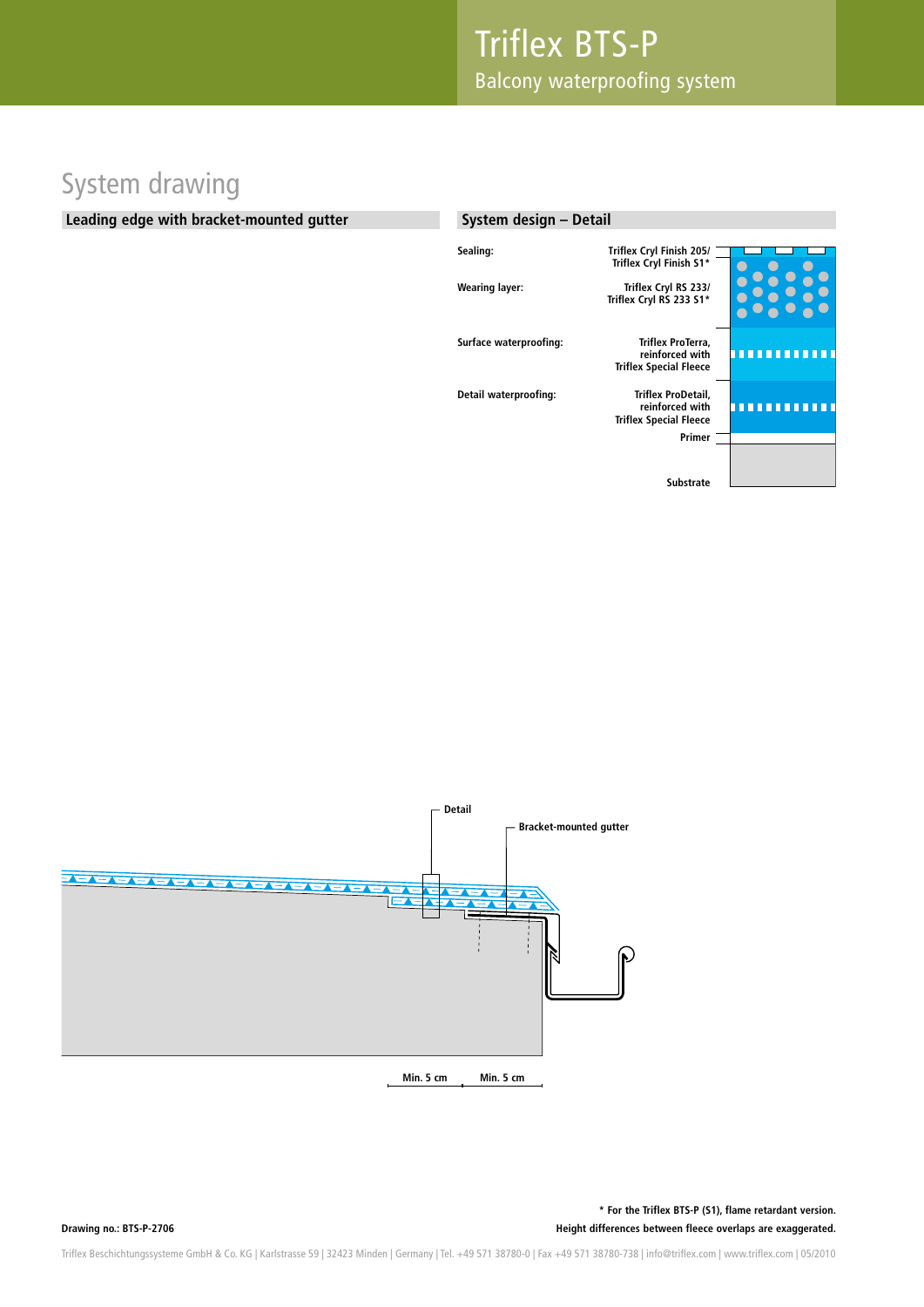# Triflex BTS-P

Balcony waterproofing system

## System drawing

### Leading edge with bracket-mounted gutter

### System design – Detail

| Layer | Product |
|---|---|
| Sealing: | Triflex Cryl Finish 205/ Triflex Cryl Finish S1* |
| Wearing layer: | Triflex Cryl RS 233/ Triflex Cryl RS 233 S1* |
| Surface waterproofing: | Triflex ProTerra, reinforced with Triflex Special Fleece |
| Detail waterproofing: | Triflex ProDetail, reinforced with Triflex Special Fleece |
| | Primer |
| | Substrate |

Detail

Bracket-mounted gutter

Min. 5 cm

Min. 5 cm

Drawing no.: BTS-P-2706

\* For the Triflex BTS-P (S1), flame retardant version.

Height differences between fleece overlaps are exaggerated.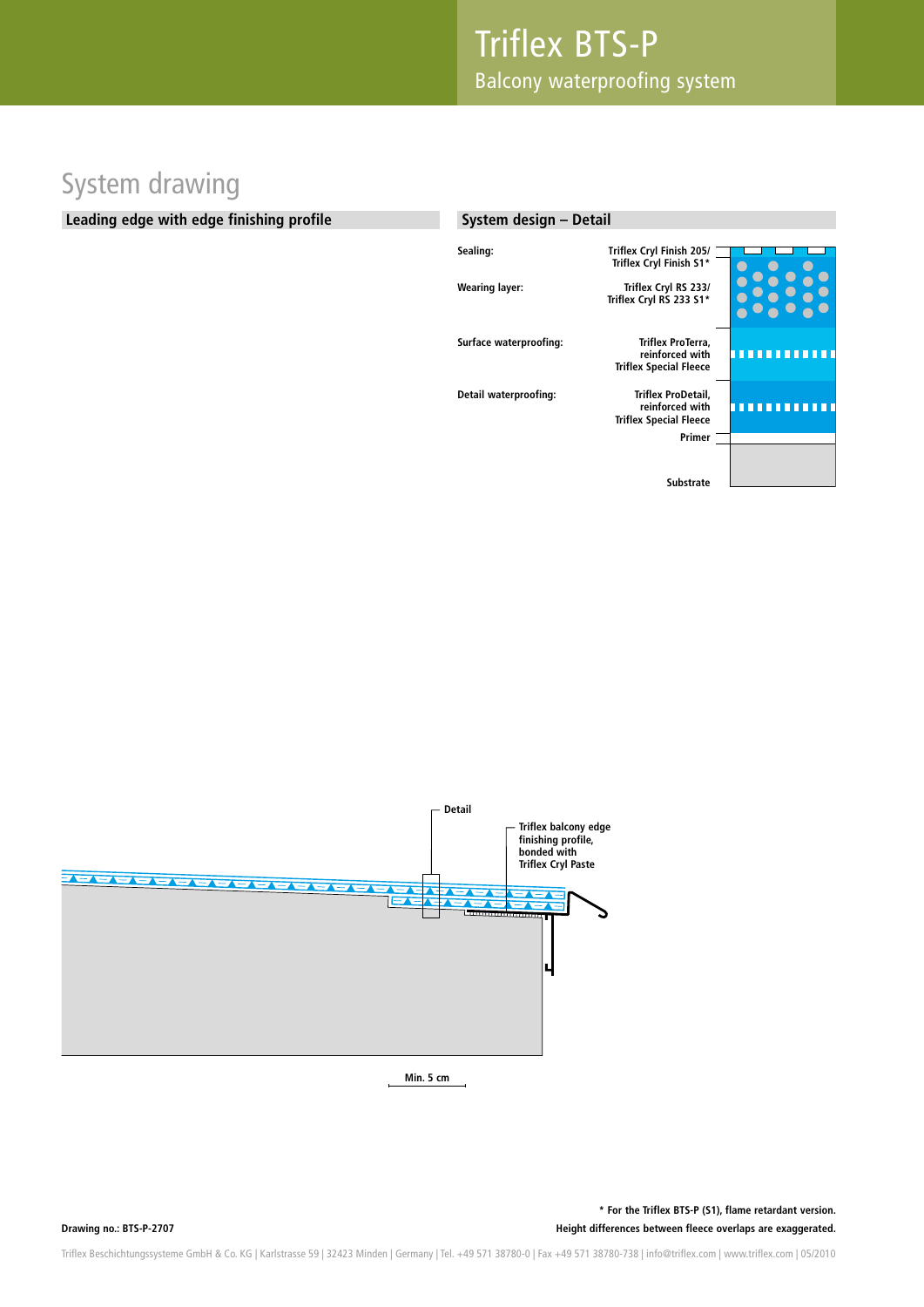# Triflex BTS-P

Balcony waterproofing system

## System drawing

### Leading edge with edge finishing profile

Detail

Triflex balcony edge finishing profile, bonded with Triflex Cryl Paste

Min. 5 cm

### System design – Detail

| Layer | Product |
|---|---|
| Sealing: | Triflex Cryl Finish 205/ Triflex Cryl Finish S1* |
| Wearing layer: | Triflex Cryl RS 233/ Triflex Cryl RS 233 S1* |
| Surface waterproofing: | Triflex ProTerra, reinforced with Triflex Special Fleece |
| Detail waterproofing: | Triflex ProDetail, reinforced with Triflex Special Fleece |
| | Primer |
| | Substrate |

Drawing no.: BTS-P-2707

\* For the Triflex BTS-P (S1), flame retardant version.
Height differences between fleece overlaps are exaggerated.

Triflex Beschichtungssysteme GmbH & Co. KG | Karlstrasse 59 | 32423 Minden | Germany | Tel. +49 571 38780-0 | Fax +49 571 38780-738 | info@triflex.com | www.triflex.com | 05/2010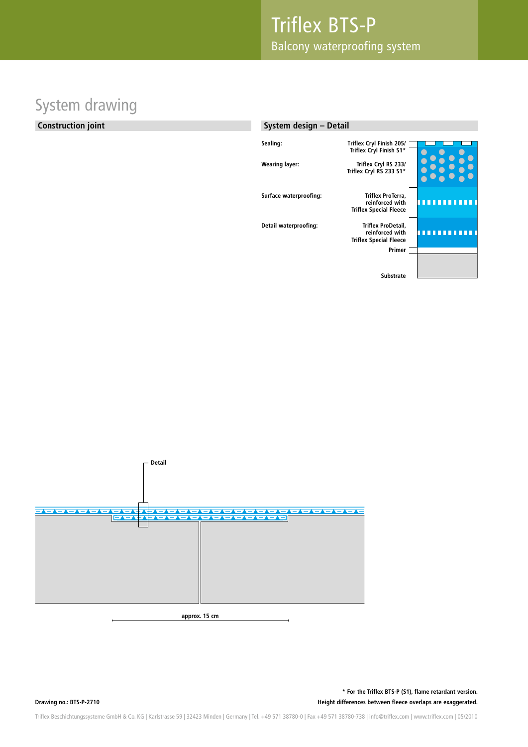# Triflex BTS-P

Balcony waterproofing system

## System drawing

### Construction joint

Detail

approx. 15 cm

### System design – Detail

| Layer | Product |
|---|---|
| Sealing: | Triflex Cryl Finish 205/ Triflex Cryl Finish S1* |
| Wearing layer: | Triflex Cryl RS 233/ Triflex Cryl RS 233 S1* |
| Surface waterproofing: | Triflex ProTerra, reinforced with Triflex Special Fleece |
| Detail waterproofing: | Triflex ProDetail, reinforced with Triflex Special Fleece |
| | Primer |
| | Substrate |

Drawing no.: BTS-P-2710

\* For the Triflex BTS-P (S1), flame retardant version.
Height differences between fleece overlaps are exaggerated.

Triflex Beschichtungssysteme GmbH & Co. KG | Karlstrasse 59 | 32423 Minden | Germany | Tel. +49 571 38780-0 | Fax +49 571 38780-738 | info@triflex.com | www.triflex.com | 05/2010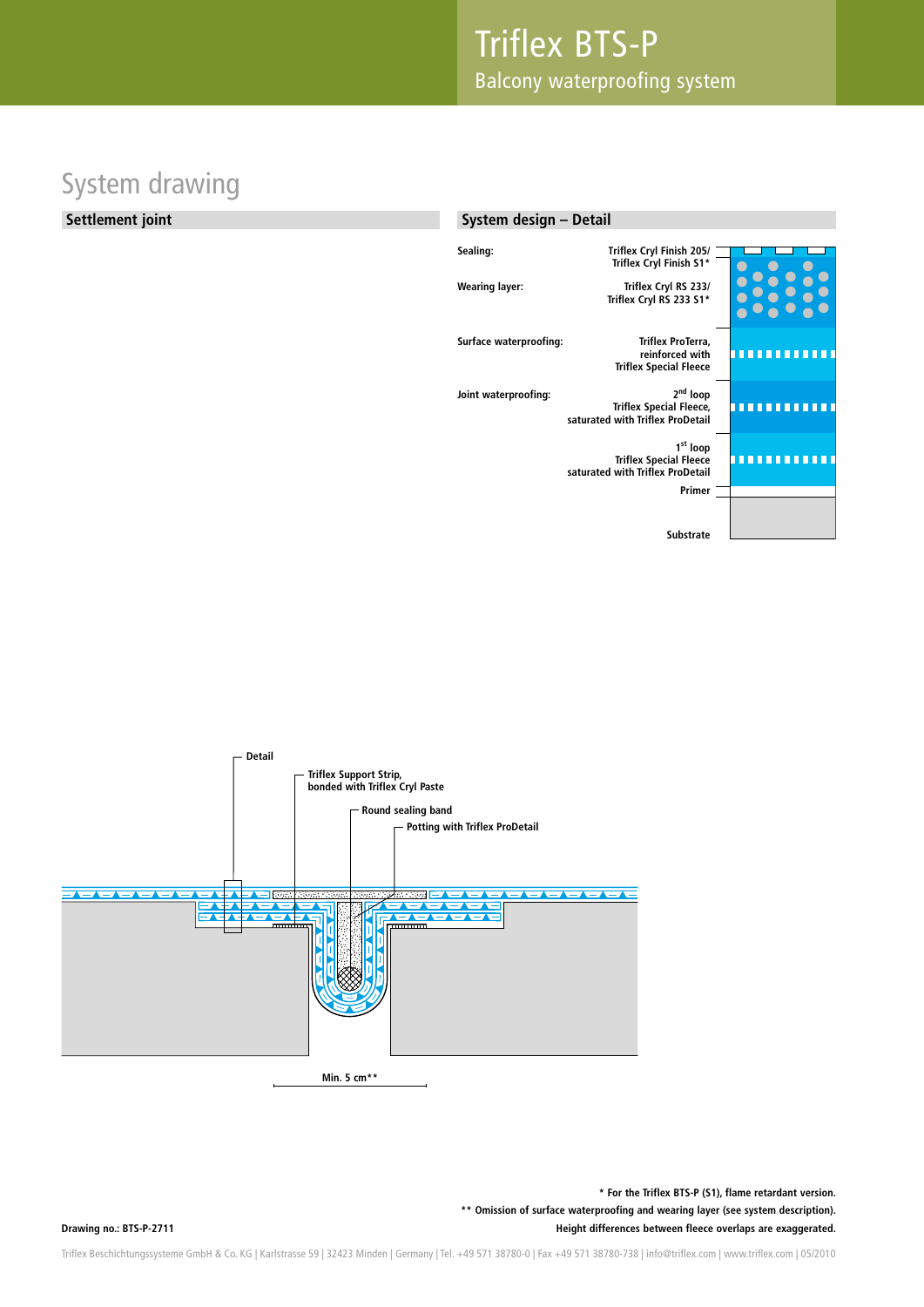# Triflex BTS-P

Balcony waterproofing system

## System drawing

### Settlement joint

### System design – Detail

Sealing: Triflex Cryl Finish 205/ Triflex Cryl Finish S1*

Wearing layer: Triflex Cryl RS 233/ Triflex Cryl RS 233 S1*

Surface waterproofing: Triflex ProTerra, reinforced with Triflex Special Fleece

Joint waterproofing: 2nd loop Triflex Special Fleece, saturated with Triflex ProDetail

1st loop Triflex Special Fleece saturated with Triflex ProDetail

Primer

Substrate

Detail

Triflex Support Strip, bonded with Triflex Cryl Paste

Round sealing band

Potting with Triflex ProDetail

Min. 5 cm**

Drawing no.: BTS-P-2711

\* For the Triflex BTS-P (S1), flame retardant version.

\*\* Omission of surface waterproofing and wearing layer (see system description).

Height differences between fleece overlaps are exaggerated.

Triflex Beschichtungssysteme GmbH & Co. KG | Karlstrasse 59 | 32423 Minden | Germany | Tel. +49 571 38780-0 | Fax +49 571 38780-738 | info@triflex.com | www.triflex.com | 05/2010